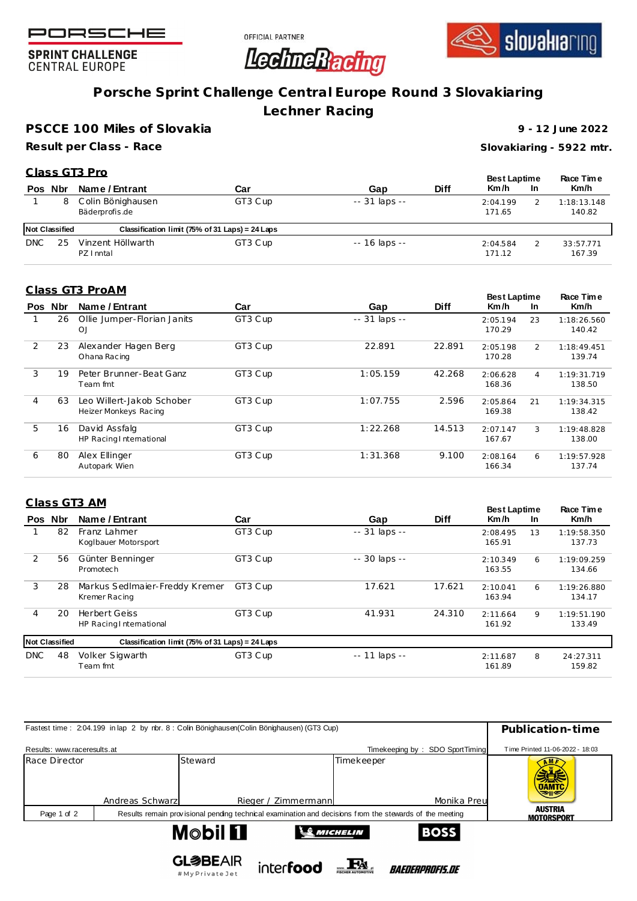PORSCHE

SPRINT CHALLENGE
CENTRAL EUROPE

OFFICIAL PARTNER

LechneRacing

slovakiaring

# Porsche Sprint Challenge Central Europe Round 3 Slovakiaring
## Lechner Racing

**PSCCE 100 Miles of Slovakia** — **9 - 12 June 2022**

**Result per Class - Race** — **Slovakiaring - 5922 mtr.**

### Class GT3 Pro

| Pos | Nbr | Name / Entrant | Car | Gap | Diff | Best Laptime Km/h | In | Race Time Km/h |
|---|---|---|---|---|---|---|---|---|
| 1 | 8 | Colin Bönighausen<br>Bäderprofis.de | GT3 Cup | -- 31 laps -- | | 2:04.199<br>171.65 | 2 | 1:18:13.148<br>140.82 |
| **Not Classified** | | **Classification limit (75% of 31 Laps) = 24 Laps** | | | | | | |
| DNC | 25 | Vinzent Höllwarth<br>PZ Inntal | GT3 Cup | -- 16 laps -- | | 2:04.584<br>171.12 | 2 | 33:57.771<br>167.39 |

### Class GT3 ProAM

| Pos | Nbr | Name / Entrant | Car | Gap | Diff | Best Laptime Km/h | In | Race Time Km/h |
|---|---|---|---|---|---|---|---|---|
| 1 | 26 | Ollie Jumper-Florian Janits<br>OJ | GT3 Cup | -- 31 laps -- | | 2:05.194<br>170.29 | 23 | 1:18:26.560<br>140.42 |
| 2 | 23 | Alexander Hagen Berg<br>Ohana Racing | GT3 Cup | 22.891 | 22.891 | 2:05.198<br>170.28 | 2 | 1:18:49.451<br>139.74 |
| 3 | 19 | Peter Brunner-Beat Ganz<br>Team fmt | GT3 Cup | 1:05.159 | 42.268 | 2:06.628<br>168.36 | 4 | 1:19:31.719<br>138.50 |
| 4 | 63 | Leo Willert-Jakob Schober<br>Heizer Monkeys Racing | GT3 Cup | 1:07.755 | 2.596 | 2:05.864<br>169.38 | 21 | 1:19:34.315<br>138.42 |
| 5 | 16 | David Assfalg<br>HP Racing International | GT3 Cup | 1:22.268 | 14.513 | 2:07.147<br>167.67 | 3 | 1:19:48.828<br>138.00 |
| 6 | 80 | Alex Ellinger<br>Autopark Wien | GT3 Cup | 1:31.368 | 9.100 | 2:08.164<br>166.34 | 6 | 1:19:57.928<br>137.74 |

### Class GT3 AM

| Pos | Nbr | Name / Entrant | Car | Gap | Diff | Best Laptime Km/h | In | Race Time Km/h |
|---|---|---|---|---|---|---|---|---|
| 1 | 82 | Franz Lahmer<br>Koglbauer Motorsport | GT3 Cup | -- 31 laps -- | | 2:08.495<br>165.91 | 13 | 1:19:58.350<br>137.73 |
| 2 | 56 | Günter Benninger<br>Promotech | GT3 Cup | -- 30 laps -- | | 2:10.349<br>163.55 | 6 | 1:19:09.259<br>134.66 |
| 3 | 28 | Markus Sedlmaier-Freddy Kremer<br>Kremer Racing | GT3 Cup | 17.621 | 17.621 | 2:10.041<br>163.94 | 6 | 1:19:26.880<br>134.17 |
| 4 | 20 | Herbert Geiss<br>HP Racing International | GT3 Cup | 41.931 | 24.310 | 2:11.664<br>161.92 | 9 | 1:19:51.190<br>133.49 |
| **Not Classified** | | **Classification limit (75% of 31 Laps) = 24 Laps** | | | | | | |
| DNC | 48 | Volker Sigwarth<br>Team fmt | GT3 Cup | -- 11 laps -- | | 2:11.687<br>161.89 | 8 | 24:27.311<br>159.82 |

Fastest time : 2:04.199 in lap 2 by nbr. 8 : Colin Bönighausen(Colin Bönighausen) (GT3 Cup)

**Publication-time**

Results: www.raceresults.at — Timekeeping by : SDO SportTiming — Time Printed 11-06-2022 - 18:03

| Race Director | Steward | Timekeeper |
|---|---|---|
| Andreas Schwarz | Rieger / Zimmermann | Monika Preu |

Results remain provisional pending technical examination and decisions from the stewards of the meeting

AUSTRIA MOTORSPORT

Mobil 1 · MICHELIN · BOSS · GLOBEAIR #MyPrivateJet · interfood · FA FISCHER AUTOMOTIVE · BAEDERPROFIS.DE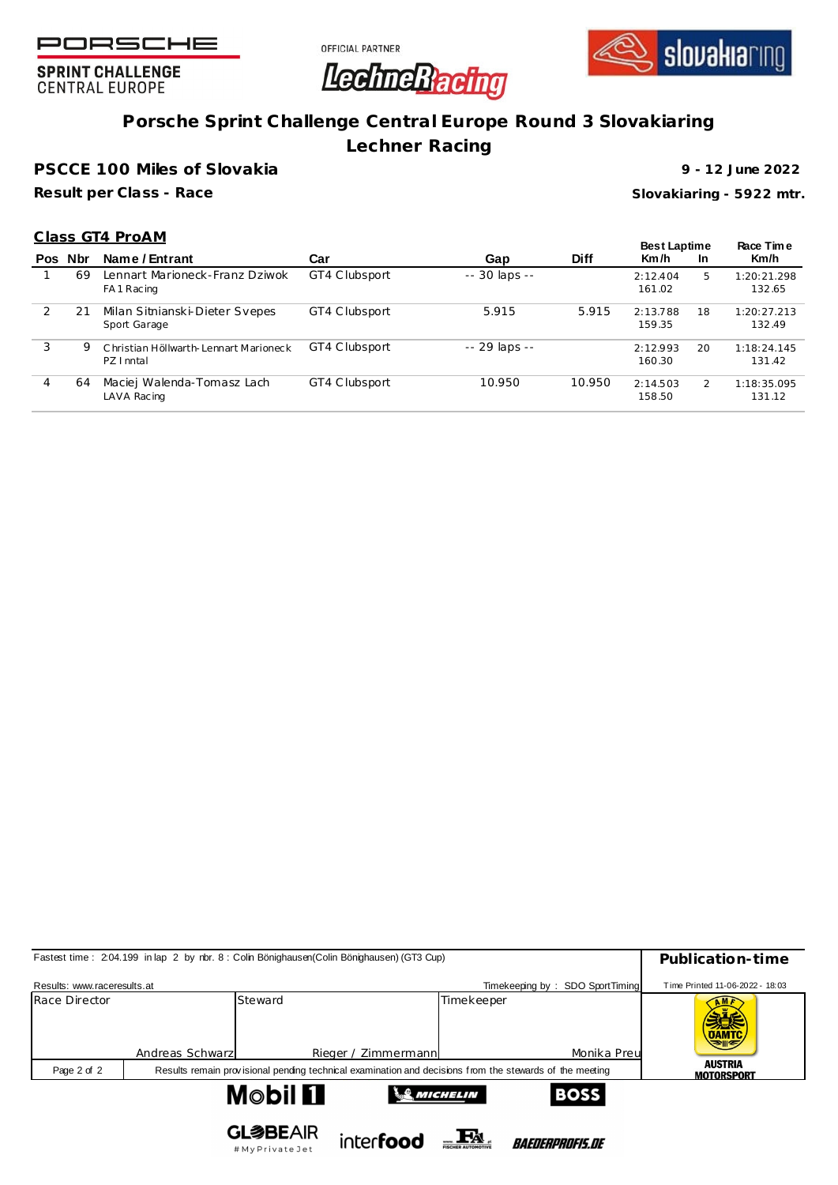PORSCHE

SPRINT CHALLENGE CENTRAL EUROPE

OFFICIAL PARTNER

# Porsche Sprint Challenge Central Europe Round 3 Slovakiaring

## Lechner Racing

**PSCCE 100 Miles of Slovakia** — **9 - 12 June 2022**

**Result per Class - Race** — **Slovakiaring - 5922 mtr.**

### Class GT4 ProAM

| Pos | Nbr | Name / Entrant | Car | Gap | Diff | Best Laptime Km/h | In | Race Time Km/h |
|---|---|---|---|---|---|---|---|---|
| 1 | 69 | Lennart Marioneck-Franz Dziwok<br>FA1 Racing | GT4 Clubsport | -- 30 laps -- | | 2:12.404<br>161.02 | 5 | 1:20:21.298<br>132.65 |
| 2 | 21 | Milan Sitnianski-Dieter Svepes<br>Sport Garage | GT4 Clubsport | 5.915 | 5.915 | 2:13.788<br>159.35 | 18 | 1:20:27.213<br>132.49 |
| 3 | 9 | Christian Höllwarth-Lennart Marioneck<br>PZ Inntal | GT4 Clubsport | -- 29 laps -- | | 2:12.993<br>160.30 | 20 | 1:18:24.145<br>131.42 |
| 4 | 64 | Maciej Walenda-Tomasz Lach<br>LAVA Racing | GT4 Clubsport | 10.950 | 10.950 | 2:14.503<br>158.50 | 2 | 1:18:35.095<br>131.12 |

Fastest time : 2:04.199 in lap 2 by nbr. 8 : Colin Bönighausen(Colin Bönighausen) (GT3 Cup)

**Publication-time**

Results: www.raceresults.at

Timekeeping by : SDO SportTiming

Time Printed 11-06-2022 - 18:03

| Race Director | Steward | Timekeeper |
|---|---|---|
| Andreas Schwarz | Rieger / Zimmermann | Monika Preu |

Results remain provisional pending technical examination and decisions from the stewards of the meeting

AUSTRIA MOTORSPORT